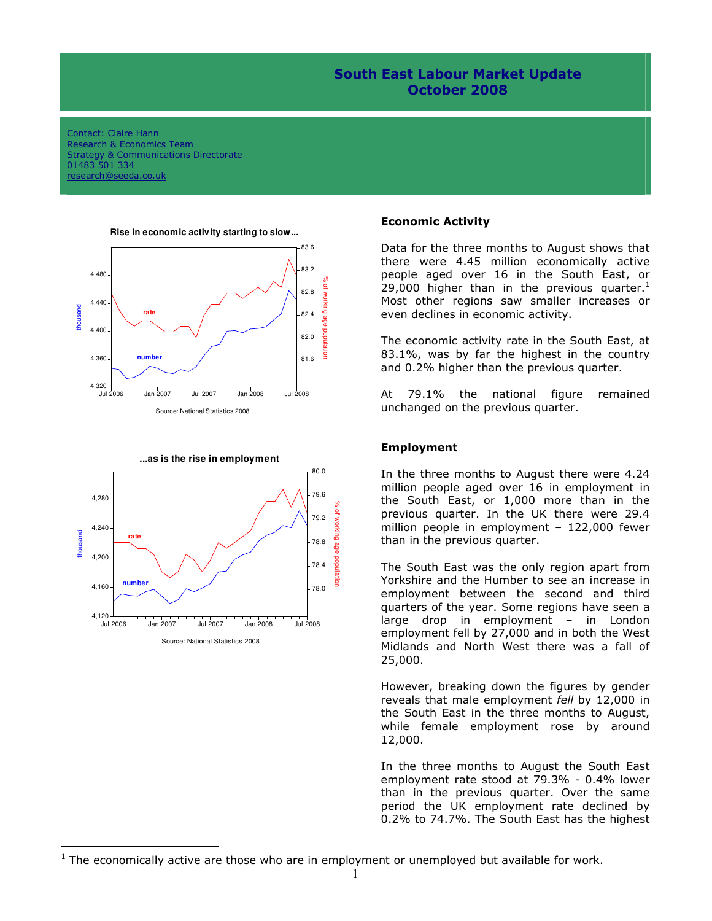# South East Labour Market Update
## October 2008

Contact: Claire Hann
Research & Economics Team
Strategy & Communications Directorate
01483 501 334
research@seeda.co.uk

**Rise in economic activity starting to slow...**

Source: National Statistics 2008

**...as is the rise in employment**

Source: National Statistics 2008

### Economic Activity

Data for the three months to August shows that there were 4.45 million economically active people aged over 16 in the South East, or 29,000 higher than in the previous quarter.[1] Most other regions saw smaller increases or even declines in economic activity.

The economic activity rate in the South East, at 83.1%, was by far the highest in the country and 0.2% higher than the previous quarter.

At 79.1% the national figure remained unchanged on the previous quarter.

### Employment

In the three months to August there were 4.24 million people aged over 16 in employment in the South East, or 1,000 more than in the previous quarter. In the UK there were 29.4 million people in employment – 122,000 fewer than in the previous quarter.

The South East was the only region apart from Yorkshire and the Humber to see an increase in employment between the second and third quarters of the year. Some regions have seen a large drop in employment – in London employment fell by 27,000 and in both the West Midlands and North West there was a fall of 25,000.

However, breaking down the figures by gender reveals that male employment *fell* by 12,000 in the South East in the three months to August, while female employment rose by around 12,000.

In the three months to August the South East employment rate stood at 79.3% - 0.4% lower than in the previous quarter. Over the same period the UK employment rate declined by 0.2% to 74.7%. The South East has the highest

[1] The economically active are those who are in employment or unemployed but available for work.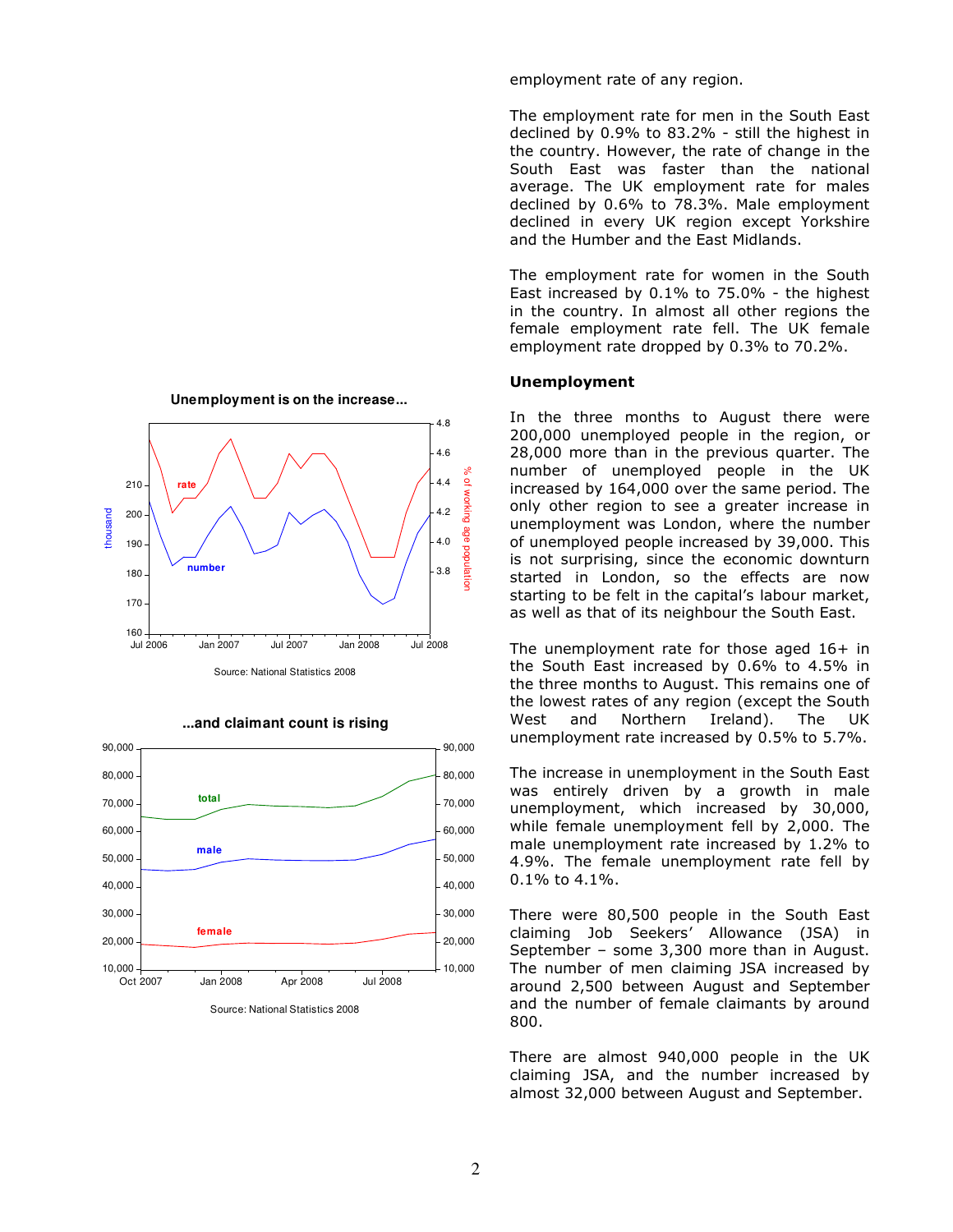employment rate of any region.

The employment rate for men in the South East declined by 0.9% to 83.2% - still the highest in the country. However, the rate of change in the South East was faster than the national average. The UK employment rate for males declined by 0.6% to 78.3%. Male employment declined in every UK region except Yorkshire and the Humber and the East Midlands.

The employment rate for women in the South East increased by 0.1% to 75.0% - the highest in the country. In almost all other regions the female employment rate fell. The UK female employment rate dropped by 0.3% to 70.2%.

**Unemployment is on the increase...**

Source: National Statistics 2008

**...and claimant count is rising**

Source: National Statistics 2008

### Unemployment

In the three months to August there were 200,000 unemployed people in the region, or 28,000 more than in the previous quarter. The number of unemployed people in the UK increased by 164,000 over the same period. The only other region to see a greater increase in unemployment was London, where the number of unemployed people increased by 39,000. This is not surprising, since the economic downturn started in London, so the effects are now starting to be felt in the capital's labour market, as well as that of its neighbour the South East.

The unemployment rate for those aged 16+ in the South East increased by 0.6% to 4.5% in the three months to August. This remains one of the lowest rates of any region (except the South West and Northern Ireland). The UK unemployment rate increased by 0.5% to 5.7%.

The increase in unemployment in the South East was entirely driven by a growth in male unemployment, which increased by 30,000, while female unemployment fell by 2,000. The male unemployment rate increased by 1.2% to 4.9%. The female unemployment rate fell by 0.1% to 4.1%.

There were 80,500 people in the South East claiming Job Seekers' Allowance (JSA) in September – some 3,300 more than in August. The number of men claiming JSA increased by around 2,500 between August and September and the number of female claimants by around 800.

There are almost 940,000 people in the UK claiming JSA, and the number increased by almost 32,000 between August and September.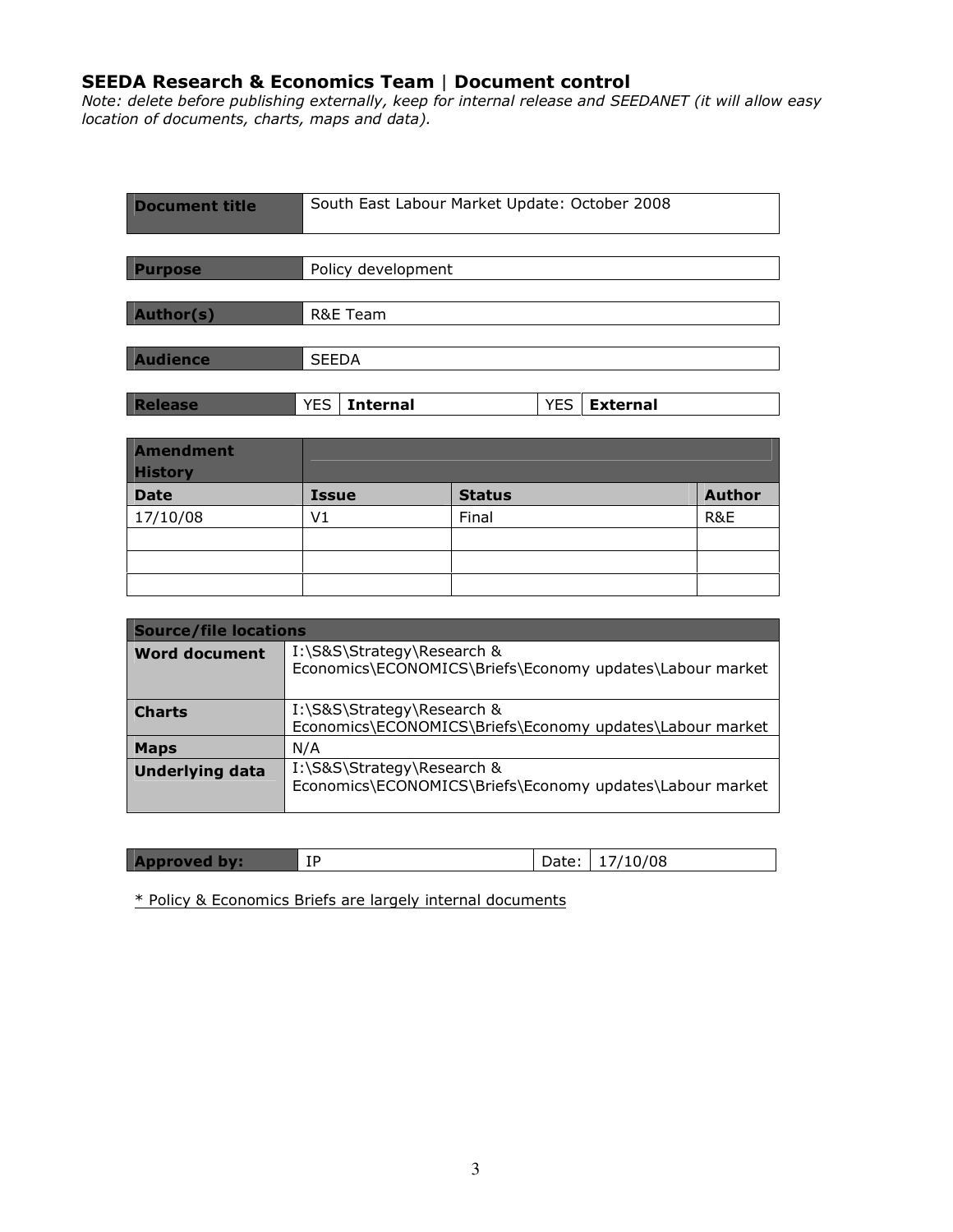## SEEDA Research & Economics Team | Document control

*Note: delete before publishing externally, keep for internal release and SEEDANET (it will allow easy location of documents, charts, maps and data).*

| | |
|---|---|
| **Document title** | South East Labour Market Update: October 2008 |

| | |
|---|---|
| **Purpose** | Policy development |

| | |
|---|---|
| **Author(s)** | R&E Team |

| | |
|---|---|
| **Audience** | SEEDA |

| | | | | |
|---|---|---|---|---|
| **Release** | YES | **Internal** | YES | **External** |

| **Amendment History** | | | |
|---|---|---|---|
| **Date** | **Issue** | **Status** | **Author** |
| 17/10/08 | V1 | Final | R&E |
| | | | |
| | | | |
| | | | |

| **Source/file locations** | |
|---|---|
| **Word document** | I:\S&S\Strategy\Research & Economics\ECONOMICS\Briefs\Economy updates\Labour market |
| **Charts** | I:\S&S\Strategy\Research & Economics\ECONOMICS\Briefs\Economy updates\Labour market |
| **Maps** | N/A |
| **Underlying data** | I:\S&S\Strategy\Research & Economics\ECONOMICS\Briefs\Economy updates\Labour market |

| | | | |
|---|---|---|---|
| **Approved by:** | IP | Date: | 17/10/08 |

* Policy & Economics Briefs are largely internal documents